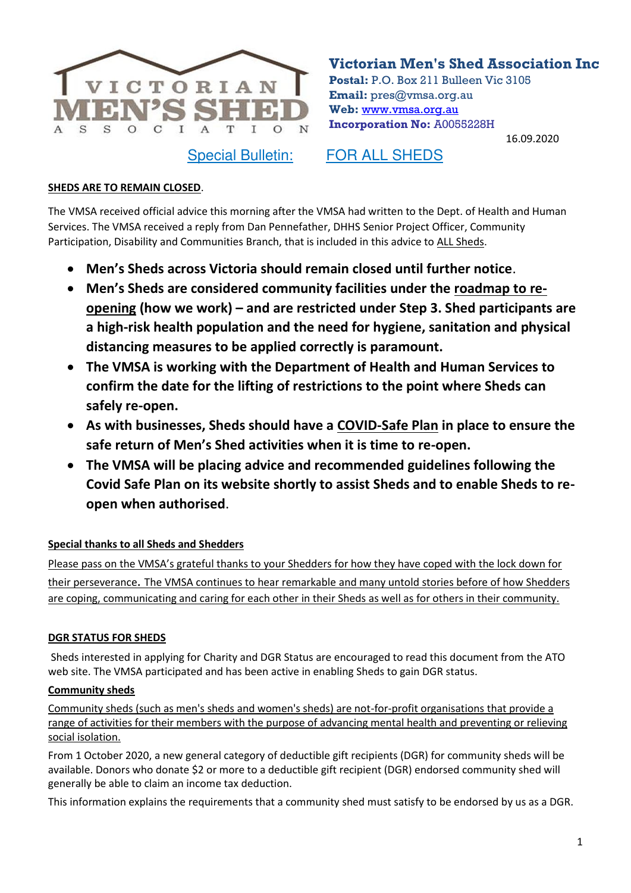**Victorian Men's Shed Association Inc**
**Postal:** P.O. Box 211 Bulleen Vic 3105
**Email:** pres@vmsa.org.au
**Web:** www.vmsa.org.au
**Incorporation No:** A0055228H

16.09.2020

## Special Bulletin: FOR ALL SHEDS

**SHEDS ARE TO REMAIN CLOSED**.

The VMSA received official advice this morning after the VMSA had written to the Dept. of Health and Human Services. The VMSA received a reply from Dan Pennefather, DHHS Senior Project Officer, Community Participation, Disability and Communities Branch, that is included in this advice to ALL Sheds.

- **Men's Sheds across Victoria should remain closed until further notice**.
- **Men's Sheds are considered community facilities under the roadmap to re-opening (how we work) – and are restricted under Step 3. Shed participants are a high-risk health population and the need for hygiene, sanitation and physical distancing measures to be applied correctly is paramount.**
- **The VMSA is working with the Department of Health and Human Services to confirm the date for the lifting of restrictions to the point where Sheds can safely re-open.**
- **As with businesses, Sheds should have a COVID-Safe Plan in place to ensure the safe return of Men's Shed activities when it is time to re-open.**
- **The VMSA will be placing advice and recommended guidelines following the Covid Safe Plan on its website shortly to assist Sheds and to enable Sheds to re-open when authorised**.

**Special thanks to all Sheds and Shedders**

Please pass on the VMSA's grateful thanks to your Shedders for how they have coped with the lock down for their perseverance. The VMSA continues to hear remarkable and many untold stories before of how Shedders are coping, communicating and caring for each other in their Sheds as well as for others in their community.

**DGR STATUS FOR SHEDS**

Sheds interested in applying for Charity and DGR Status are encouraged to read this document from the ATO web site. The VMSA participated and has been active in enabling Sheds to gain DGR status.

**Community sheds**

Community sheds (such as men's sheds and women's sheds) are not-for-profit organisations that provide a range of activities for their members with the purpose of advancing mental health and preventing or relieving social isolation.

From 1 October 2020, a new general category of deductible gift recipients (DGR) for community sheds will be available. Donors who donate $2 or more to a deductible gift recipient (DGR) endorsed community shed will generally be able to claim an income tax deduction.

This information explains the requirements that a community shed must satisfy to be endorsed by us as a DGR.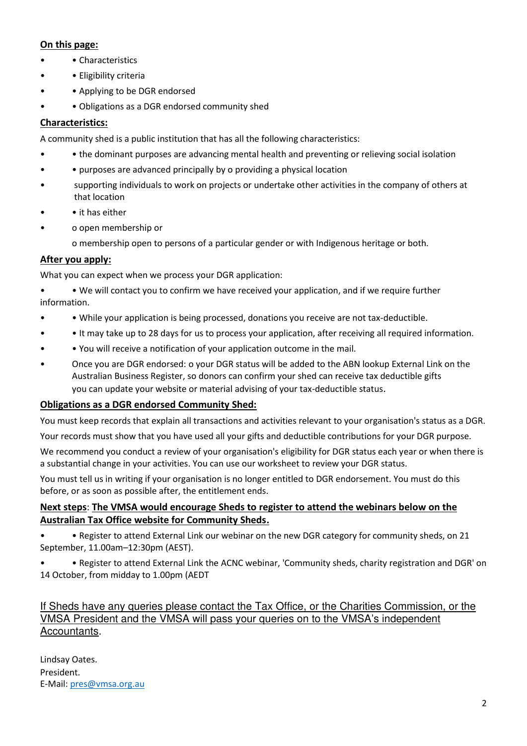**On this page:**

- • Characteristics
- • Eligibility criteria
- • Applying to be DGR endorsed
- • Obligations as a DGR endorsed community shed

**Characteristics:**

A community shed is a public institution that has all the following characteristics:

- • the dominant purposes are advancing mental health and preventing or relieving social isolation
- • purposes are advanced principally by o providing a physical location
- supporting individuals to work on projects or undertake other activities in the company of others at that location
- • it has either
- o open membership or

  o membership open to persons of a particular gender or with Indigenous heritage or both.

**After you apply:**

What you can expect when we process your DGR application:

- • We will contact you to confirm we have received your application, and if we require further information.
- • While your application is being processed, donations you receive are not tax-deductible.
- • It may take up to 28 days for us to process your application, after receiving all required information.
- • You will receive a notification of your application outcome in the mail.
- Once you are DGR endorsed: o your DGR status will be added to the ABN lookup External Link on the Australian Business Register, so donors can confirm your shed can receive tax deductible gifts you can update your website or material advising of your tax-deductible status.

**Obligations as a DGR endorsed Community Shed:**

You must keep records that explain all transactions and activities relevant to your organisation's status as a DGR.

Your records must show that you have used all your gifts and deductible contributions for your DGR purpose.

We recommend you conduct a review of your organisation's eligibility for DGR status each year or when there is a substantial change in your activities. You can use our worksheet to review your DGR status.

You must tell us in writing if your organisation is no longer entitled to DGR endorsement. You must do this before, or as soon as possible after, the entitlement ends.

**Next steps**: **The VMSA would encourage Sheds to register to attend the webinars below on the Australian Tax Office website for Community Sheds.**

- • Register to attend External Link our webinar on the new DGR category for community sheds, on 21 September, 11.00am–12:30pm (AEST).
- • Register to attend External Link the ACNC webinar, 'Community sheds, charity registration and DGR' on 14 October, from midday to 1.00pm (AEDT

If Sheds have any queries please contact the Tax Office, or the Charities Commission, or the VMSA President and the VMSA will pass your queries on to the VMSA's independent Accountants.

Lindsay Oates.
President.
E-Mail: pres@vmsa.org.au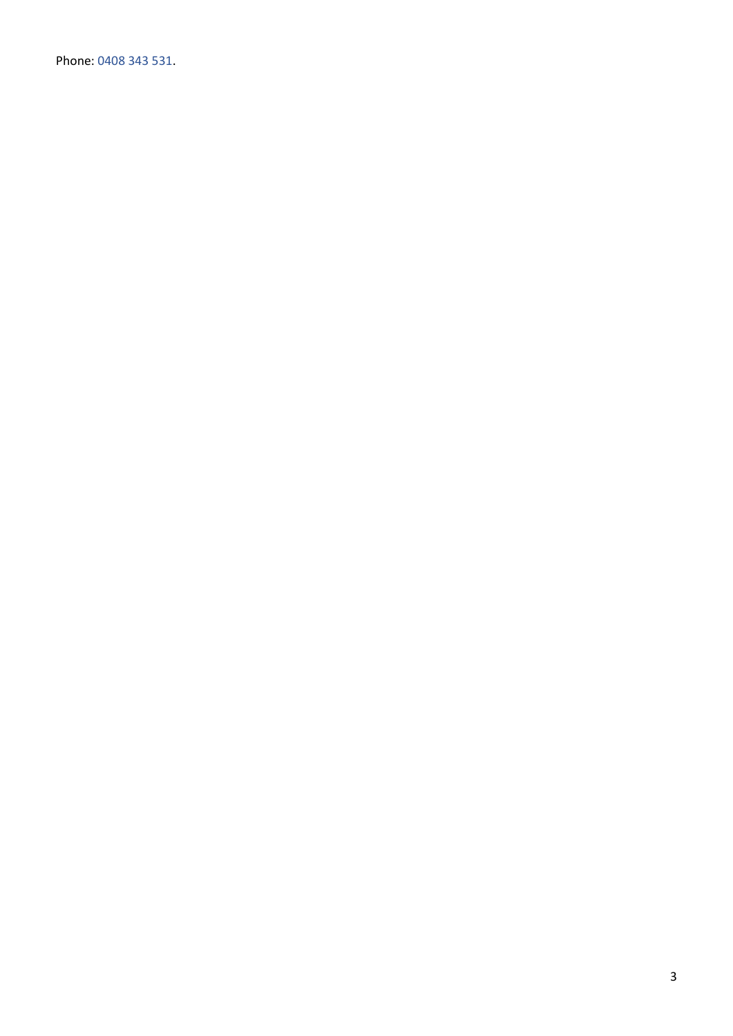Phone: 0408 343 531.